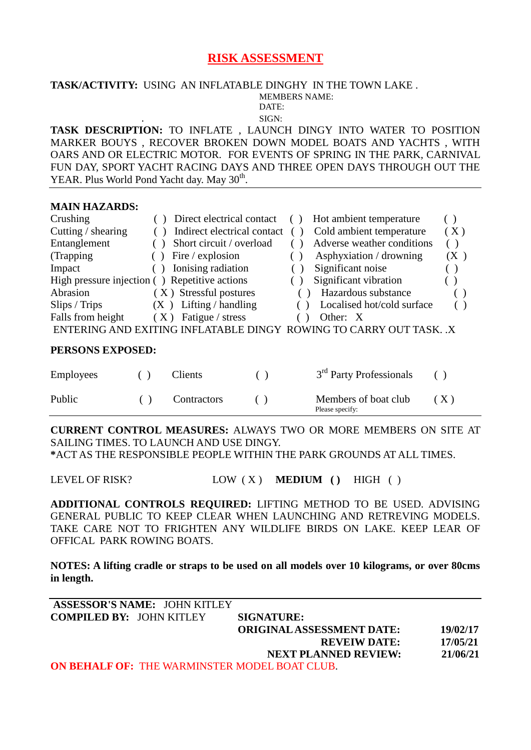# RISK ASSESSMENT

**TASK/ACTIVITY:** USING AN INFLATABLE DINGHY IN THE TOWN LAKE .

MEMBERS NAME:
DATE:
SIGN:

**TASK DESCRIPTION:** TO INFLATE , LAUNCH DINGY INTO WATER TO POSITION MARKER BOUYS , RECOVER BROKEN DOWN MODEL BOATS AND YACHTS , WITH OARS AND OR ELECTRIC MOTOR. FOR EVENTS OF SPRING IN THE PARK, CARNIVAL FUN DAY, SPORT YACHT RACING DAYS AND THREE OPEN DAYS THROUGH OUT THE YEAR. Plus World Pond Yacht day. May 30th.

**MAIN HAZARDS:**

| | | | | | |
|---|---|---|---|---|---|
| Crushing | ( ) | Direct electrical contact | ( ) | Hot ambient temperature | ( ) |
| Cutting / shearing | ( ) | Indirect electrical contact | ( ) | Cold ambient temperature | ( X ) |
| Entanglement | ( ) | Short circuit / overload | ( ) | Adverse weather conditions | ( ) |
| (Trapping | ( ) | Fire / explosion | ( ) | Asphyxiation / drowning | (X ) |
| Impact | ( ) | Ionising radiation | ( ) | Significant noise | ( ) |
| High pressure injection | ( ) | Repetitive actions | ( ) | Significant vibration | ( ) |
| Abrasion | ( X ) | Stressful postures | ( ) | Hazardous substance | ( ) |
| Slips / Trips | (X ) | Lifting / handling | ( ) | Localised hot/cold surface | ( ) |
| Falls from height | ( X ) | Fatigue / stress | ( ) | Other: X | |

ENTERING AND EXITING INFLATABLE DINGY ROWING TO CARRY OUT TASK. .X

**PERSONS EXPOSED:**

| | | | | | |
|---|---|---|---|---|---|
| Employees | ( ) | Clients | ( ) | 3rd Party Professionals | ( ) |
| Public | ( ) | Contractors | ( ) | Members of boat club<br>Please specify: | ( X ) |

**CURRENT CONTROL MEASURES:** ALWAYS TWO OR MORE MEMBERS ON SITE AT SAILING TIMES. TO LAUNCH AND USE DINGY.
***ACT AS THE RESPONSIBLE PEOPLE WITHIN THE PARK GROUNDS AT ALL TIMES.**

LEVEL OF RISK? LOW ( X ) **MEDIUM ( )** HIGH ( )

**ADDITIONAL CONTROLS REQUIRED:** LIFTING METHOD TO BE USED. ADVISING GENERAL PUBLIC TO KEEP CLEAR WHEN LAUNCHING AND RETREVING MODELS. TAKE CARE NOT TO FRIGHTEN ANY WILDLIFE BIRDS ON LAKE. KEEP LEAR OF OFFICAL PARK ROWING BOATS.

**NOTES: A lifting cradle or straps to be used on all models over 10 kilograms, or over 80cms in length.**

**ASSESSOR'S NAME:** JOHN KITLEY
**COMPILED BY:** JOHN KITLEY **SIGNATURE:**

**ORIGINAL ASSESSMENT DATE:** **19/02/17**
**REVEIW DATE:** **17/05/21**
**NEXT PLANNED REVIEW:** **21/06/21**

**ON BEHALF OF:** THE WARMINSTER MODEL BOAT CLUB.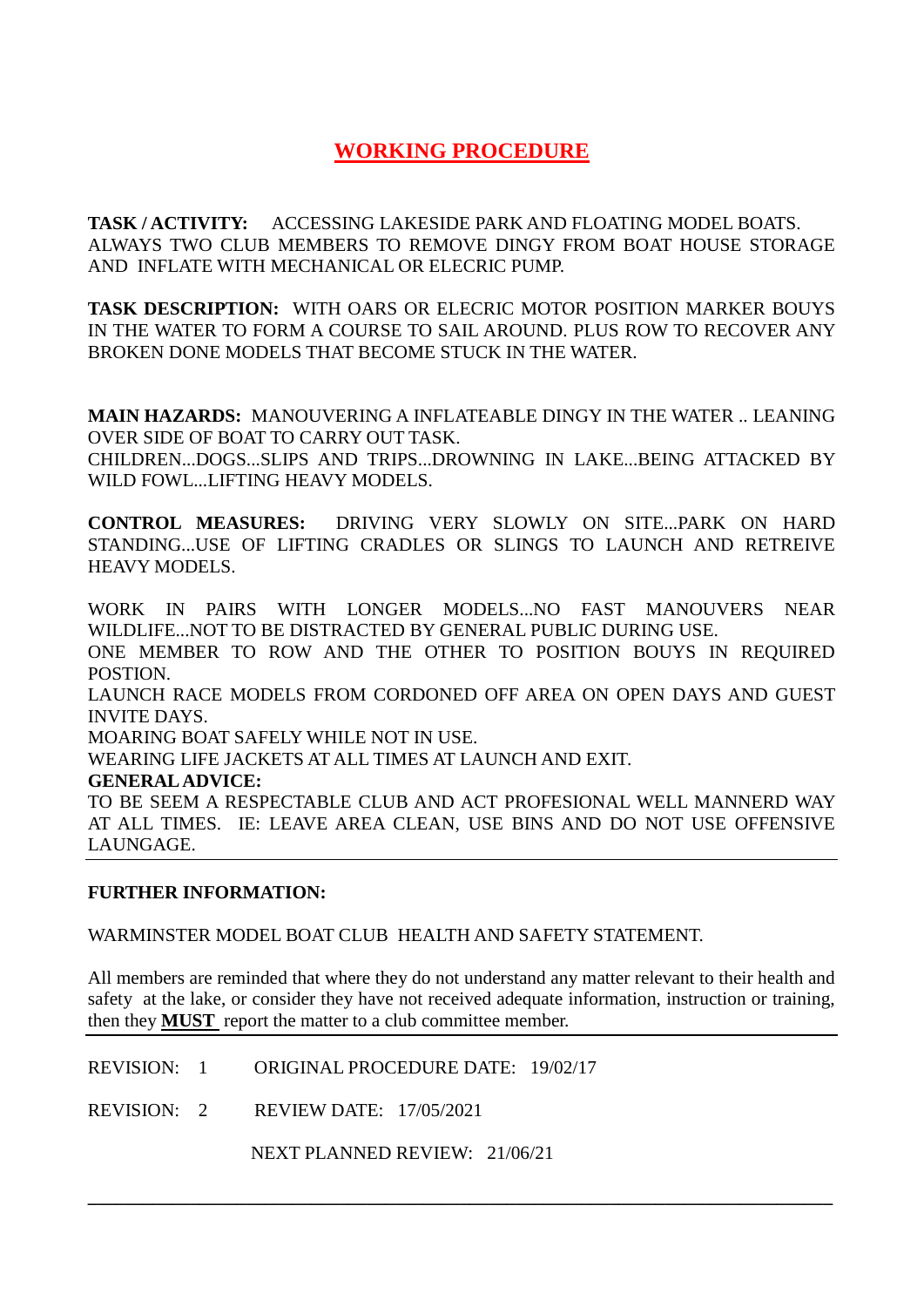# WORKING PROCEDURE

**TASK / ACTIVITY:** ACCESSING LAKESIDE PARK AND FLOATING MODEL BOATS. ALWAYS TWO CLUB MEMBERS TO REMOVE DINGY FROM BOAT HOUSE STORAGE AND INFLATE WITH MECHANICAL OR ELECRIC PUMP.

**TASK DESCRIPTION:** WITH OARS OR ELECRIC MOTOR POSITION MARKER BOUYS IN THE WATER TO FORM A COURSE TO SAIL AROUND. PLUS ROW TO RECOVER ANY BROKEN DONE MODELS THAT BECOME STUCK IN THE WATER.

**MAIN HAZARDS:** MANOUVERING A INFLATEABLE DINGY IN THE WATER .. LEANING OVER SIDE OF BOAT TO CARRY OUT TASK.
CHILDREN...DOGS...SLIPS AND TRIPS...DROWNING IN LAKE...BEING ATTACKED BY WILD FOWL...LIFTING HEAVY MODELS.

**CONTROL MEASURES:** DRIVING VERY SLOWLY ON SITE...PARK ON HARD STANDING...USE OF LIFTING CRADLES OR SLINGS TO LAUNCH AND RETREIVE HEAVY MODELS.

WORK IN PAIRS WITH LONGER MODELS...NO FAST MANOUVERS NEAR WILDLIFE...NOT TO BE DISTRACTED BY GENERAL PUBLIC DURING USE.
ONE MEMBER TO ROW AND THE OTHER TO POSITION BOUYS IN REQUIRED POSTION.
LAUNCH RACE MODELS FROM CORDONED OFF AREA ON OPEN DAYS AND GUEST INVITE DAYS.
MOARING BOAT SAFELY WHILE NOT IN USE.
WEARING LIFE JACKETS AT ALL TIMES AT LAUNCH AND EXIT.
**GENERAL ADVICE:**
TO BE SEEM A RESPECTABLE CLUB AND ACT PROFESIONAL WELL MANNERD WAY AT ALL TIMES. IE: LEAVE AREA CLEAN, USE BINS AND DO NOT USE OFFENSIVE LAUNGAGE.

---

**FURTHER INFORMATION:**

WARMINSTER MODEL BOAT CLUB HEALTH AND SAFETY STATEMENT.

All members are reminded that where they do not understand any matter relevant to their health and safety at the lake, or consider they have not received adequate information, instruction or training, then they **MUST** report the matter to a club committee member.

---

REVISION: 1 ORIGINAL PROCEDURE DATE: 19/02/17

REVISION: 2 REVIEW DATE: 17/05/2021

NEXT PLANNED REVIEW: 21/06/21